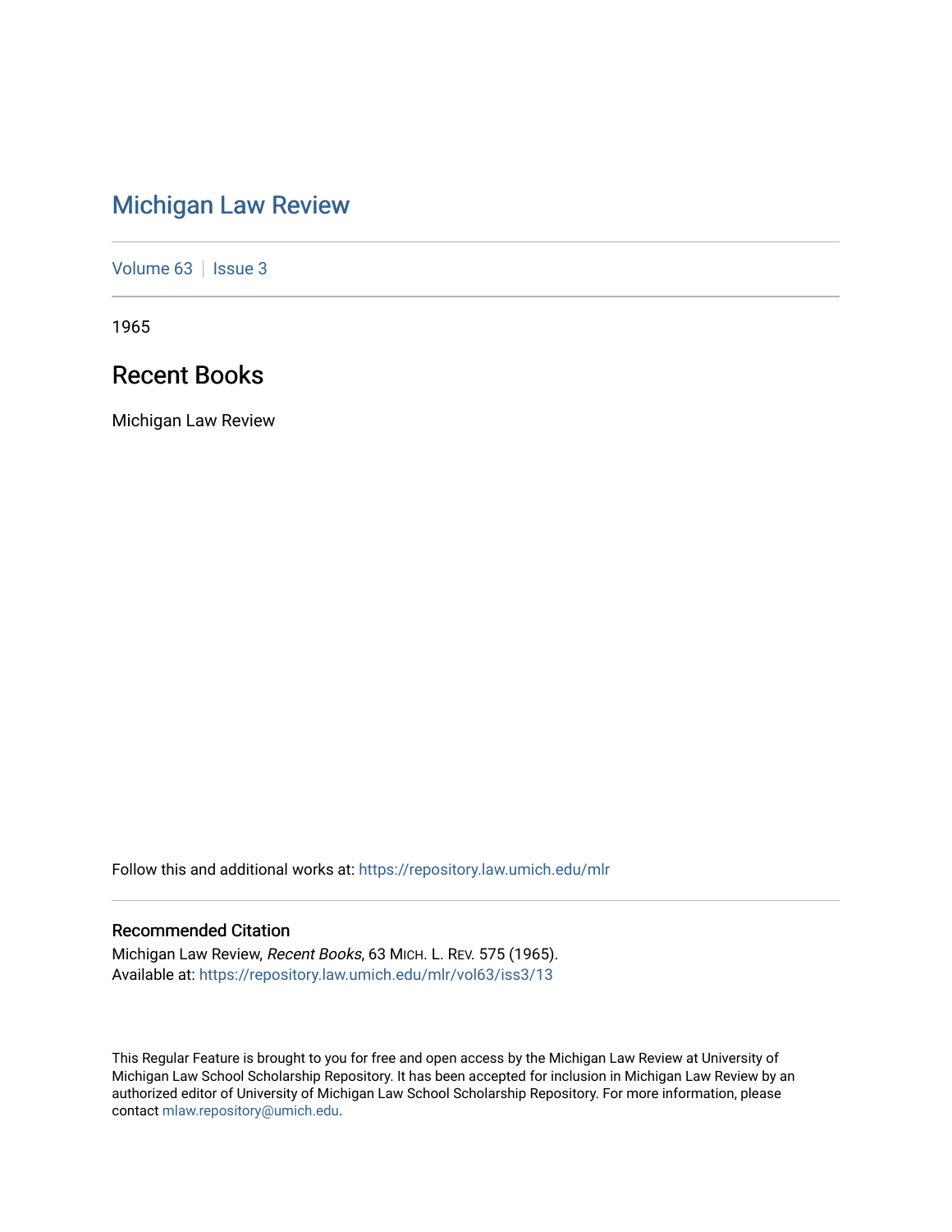# Michigan Law Review

Volume 63 | Issue 3

1965

## Recent Books

Michigan Law Review

Follow this and additional works at: https://repository.law.umich.edu/mlr

### Recommended Citation

Michigan Law Review, *Recent Books*, 63 Mich. L. Rev. 575 (1965).
Available at: https://repository.law.umich.edu/mlr/vol63/iss3/13

This Regular Feature is brought to you for free and open access by the Michigan Law Review at University of Michigan Law School Scholarship Repository. It has been accepted for inclusion in Michigan Law Review by an authorized editor of University of Michigan Law School Scholarship Repository. For more information, please contact mlaw.repository@umich.edu.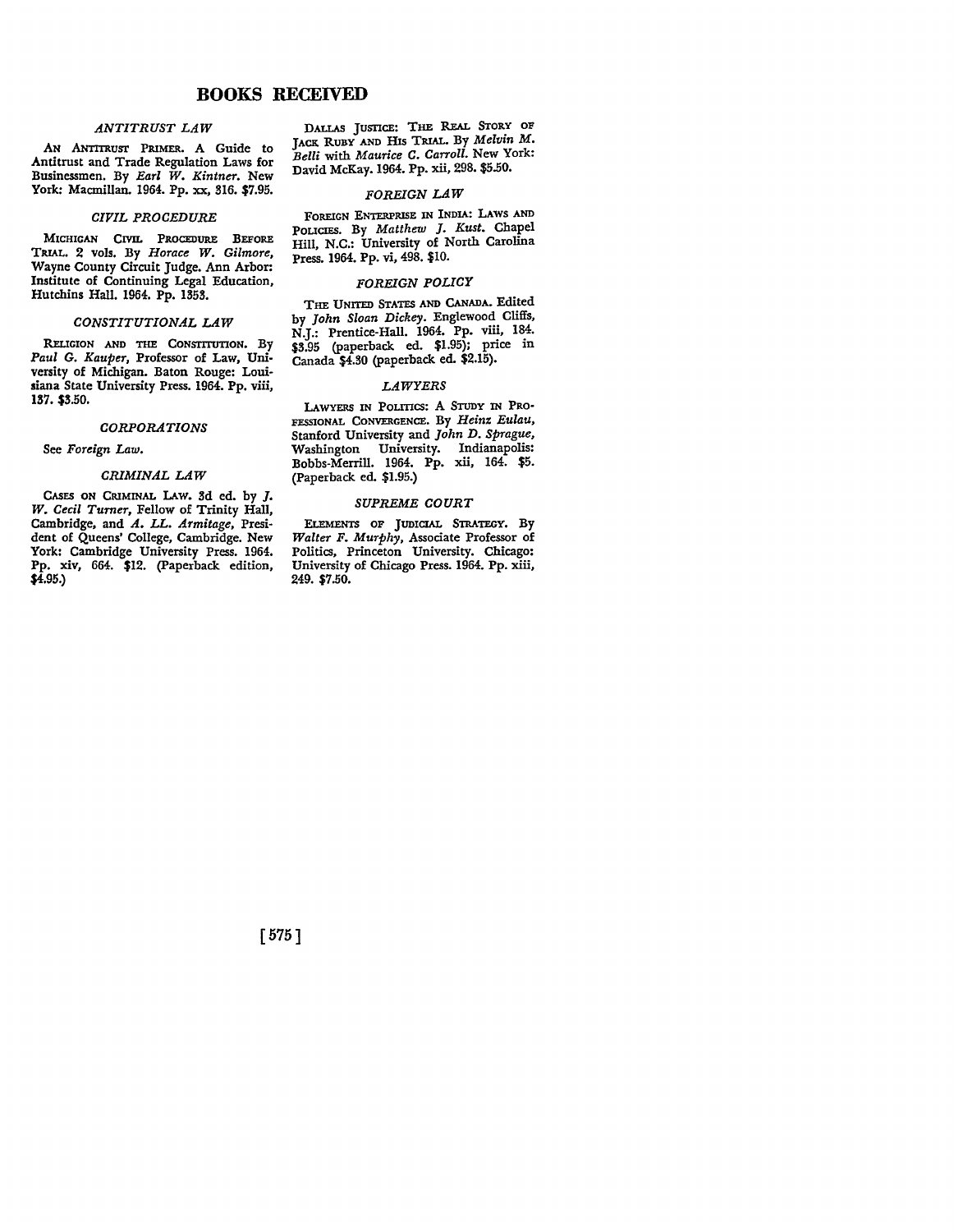# BOOKS RECEIVED

### *ANTITRUST LAW*

AN ANTITRUST PRIMER. A Guide to Antitrust and Trade Regulation Laws for Businessmen. By *Earl W. Kintner*. New York: Macmillan. 1964. Pp. xx, 316. $7.95.

### *CIVIL PROCEDURE*

MICHIGAN CIVIL PROCEDURE BEFORE TRIAL. 2 vols. By *Horace W. Gilmore*, Wayne County Circuit Judge. Ann Arbor: Institute of Continuing Legal Education, Hutchins Hall. 1964. Pp. 1353.

### *CONSTITUTIONAL LAW*

RELIGION AND THE CONSTITUTION. By *Paul G. Kauper*, Professor of Law, University of Michigan. Baton Rouge: Louisiana State University Press. 1964. Pp. viii, 137. $3.50.

### *CORPORATIONS*

See *Foreign Law*.

### *CRIMINAL LAW*

CASES ON CRIMINAL LAW. 3d ed. by *J. W. Cecil Turner*, Fellow of Trinity Hall, Cambridge, and *A. LL. Armitage*, President of Queens' College, Cambridge. New York: Cambridge University Press. 1964. Pp. xiv, 664. $12. (Paperback edition, $4.95.)

DALLAS JUSTICE: THE REAL STORY OF JACK RUBY AND HIS TRIAL. By *Melvin M. Belli* with *Maurice C. Carroll*. New York: David McKay. 1964. Pp. xii, 298. $5.50.

### *FOREIGN LAW*

FOREIGN ENTERPRISE IN INDIA: LAWS AND POLICIES. By *Matthew J. Kust*. Chapel Hill, N.C.: University of North Carolina Press. 1964. Pp. vi, 498. $10.

### *FOREIGN POLICY*

THE UNITED STATES AND CANADA. Edited by *John Sloan Dickey*. Englewood Cliffs, N.J.: Prentice-Hall. 1964. Pp. viii, 184. $3.95 (paperback ed. $1.95); price in Canada $4.30 (paperback ed. $2.15).

### *LAWYERS*

LAWYERS IN POLITICS: A STUDY IN PROFESSIONAL CONVERGENCE. By *Heinz Eulau*, Stanford University and *John D. Sprague*, Washington University. Indianapolis: Bobbs-Merrill. 1964. Pp. xii, 164. $5. (Paperback ed. $1.95.)

### *SUPREME COURT*

ELEMENTS OF JUDICIAL STRATEGY. By *Walter F. Murphy*, Associate Professor of Politics, Princeton University. Chicago: University of Chicago Press. 1964. Pp. xiii, 249. $7.50.